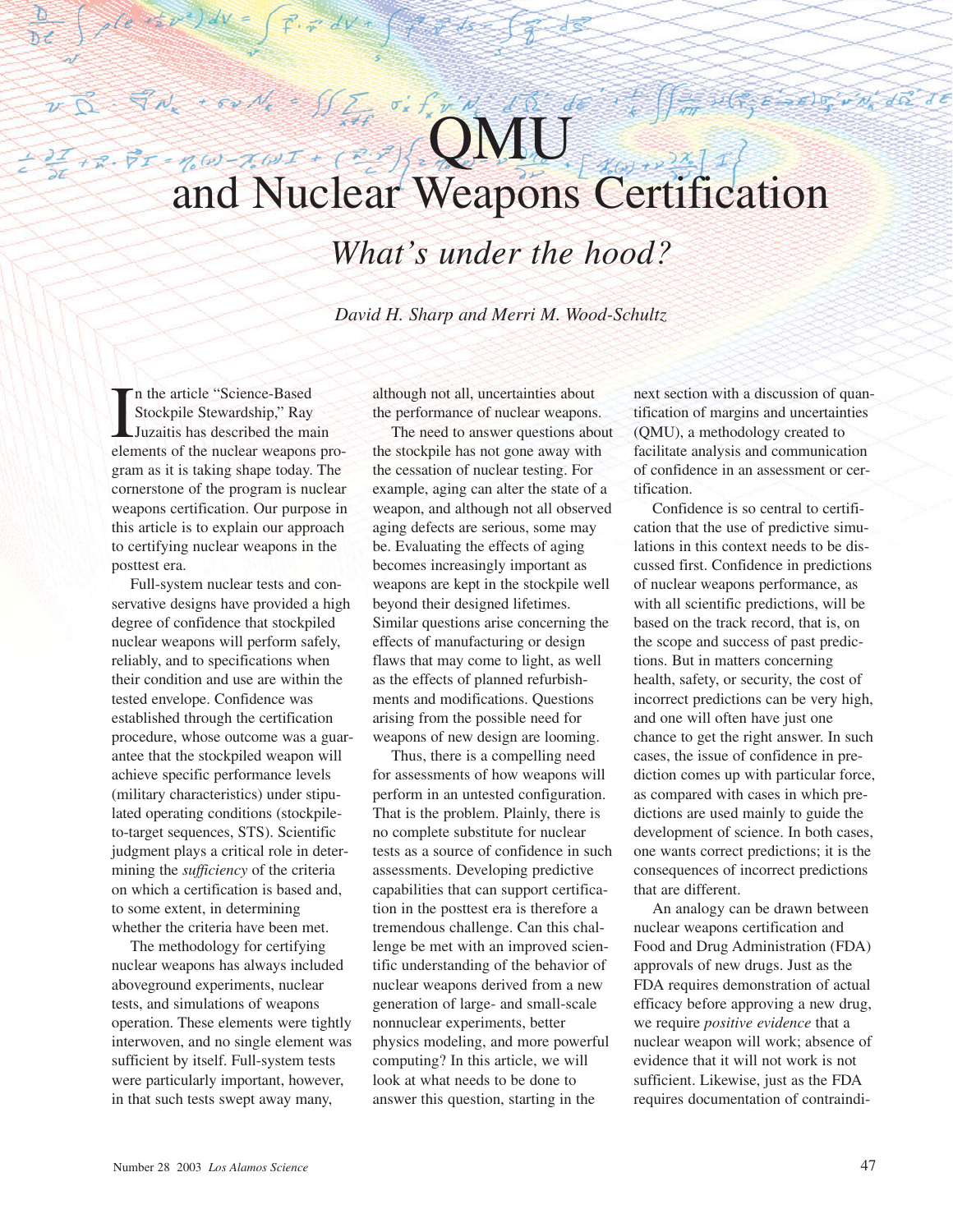# QMU and Nuclear Weapons Certification

## *What's under the hood?*

*David H. Sharp and Merri M. Wood-Schultz*

In the article "Science-Based Stockpile Stewardship," Ray Juzaitis has described the main elements of the nuclear weapons program as it is taking shape today. The cornerstone of the program is nuclear weapons certification. Our purpose in this article is to explain our approach to certifying nuclear weapons in the posttest era.

Full-system nuclear tests and conservative designs have provided a high degree of confidence that stockpiled nuclear weapons will perform safely, reliably, and to specifications when their condition and use are within the tested envelope. Confidence was established through the certification procedure, whose outcome was a guarantee that the stockpiled weapon will achieve specific performance levels (military characteristics) under stipulated operating conditions (stockpile-to-target sequences, STS). Scientific judgment plays a critical role in determining the *sufficiency* of the criteria on which a certification is based and, to some extent, in determining whether the criteria have been met.

The methodology for certifying nuclear weapons has always included aboveground experiments, nuclear tests, and simulations of weapons operation. These elements were tightly interwoven, and no single element was sufficient by itself. Full-system tests were particularly important, however, in that such tests swept away many, although not all, uncertainties about the performance of nuclear weapons.

The need to answer questions about the stockpile has not gone away with the cessation of nuclear testing. For example, aging can alter the state of a weapon, and although not all observed aging defects are serious, some may be. Evaluating the effects of aging becomes increasingly important as weapons are kept in the stockpile well beyond their designed lifetimes. Similar questions arise concerning the effects of manufacturing or design flaws that may come to light, as well as the effects of planned refurbishments and modifications. Questions arising from the possible need for weapons of new design are looming.

Thus, there is a compelling need for assessments of how weapons will perform in an untested configuration. That is the problem. Plainly, there is no complete substitute for nuclear tests as a source of confidence in such assessments. Developing predictive capabilities that can support certification in the posttest era is therefore a tremendous challenge. Can this challenge be met with an improved scientific understanding of the behavior of nuclear weapons derived from a new generation of large- and small-scale nonnuclear experiments, better physics modeling, and more powerful computing? In this article, we will look at what needs to be done to answer this question, starting in the next section with a discussion of quantification of margins and uncertainties (QMU), a methodology created to facilitate analysis and communication of confidence in an assessment or certification.

Confidence is so central to certification that the use of predictive simulations in this context needs to be discussed first. Confidence in predictions of nuclear weapons performance, as with all scientific predictions, will be based on the track record, that is, on the scope and success of past predictions. But in matters concerning health, safety, or security, the cost of incorrect predictions can be very high, and one will often have just one chance to get the right answer. In such cases, the issue of confidence in prediction comes up with particular force, as compared with cases in which predictions are used mainly to guide the development of science. In both cases, one wants correct predictions; it is the consequences of incorrect predictions that are different.

An analogy can be drawn between nuclear weapons certification and Food and Drug Administration (FDA) approvals of new drugs. Just as the FDA requires demonstration of actual efficacy before approving a new drug, we require *positive evidence* that a nuclear weapon will work; absence of evidence that it will not work is not sufficient. Likewise, just as the FDA requires documentation of contraindi-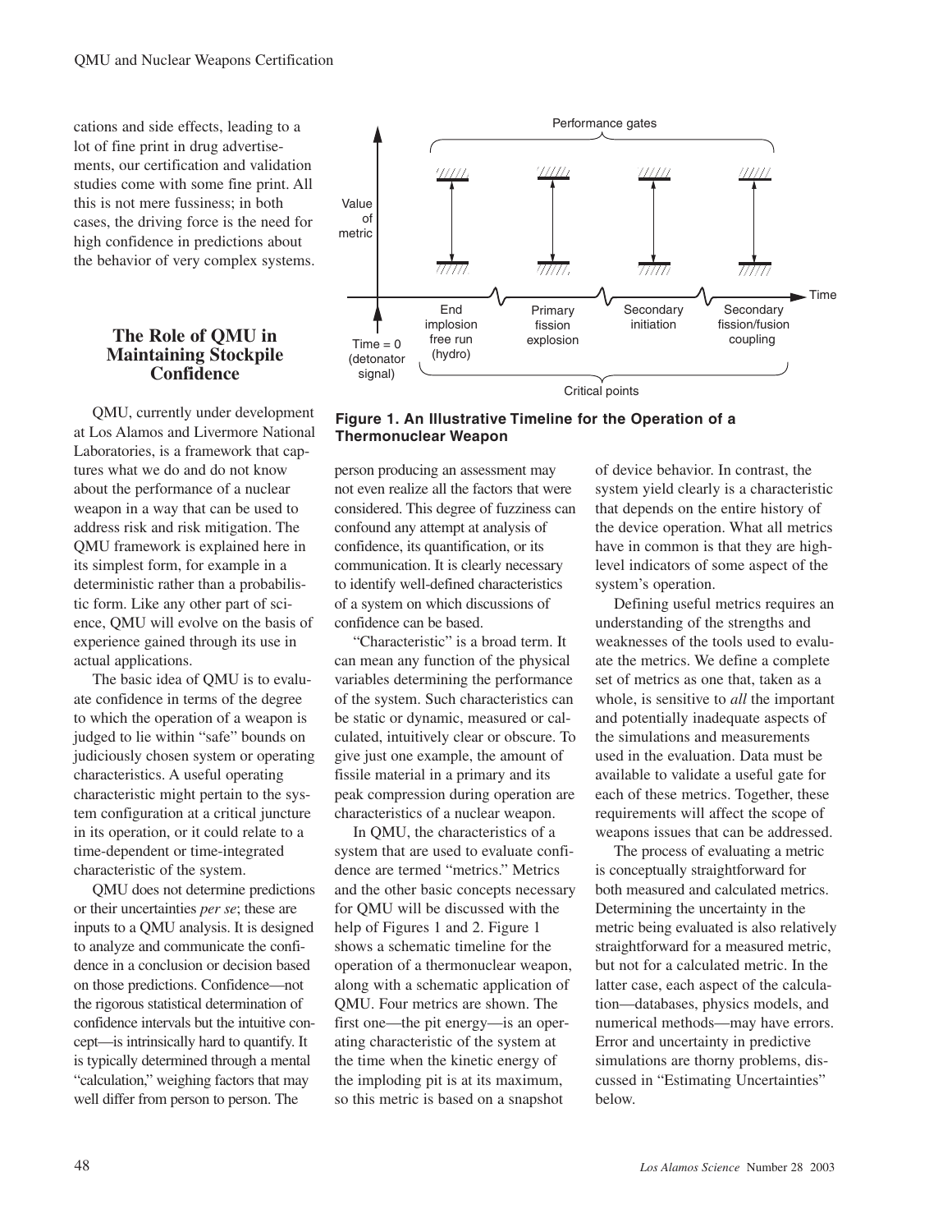cations and side effects, leading to a lot of fine print in drug advertisements, our certification and validation studies come with some fine print. All this is not mere fussiness; in both cases, the driving force is the need for high confidence in predictions about the behavior of very complex systems.

## The Role of QMU in Maintaining Stockpile Confidence

QMU, currently under development at Los Alamos and Livermore National Laboratories, is a framework that captures what we do and do not know about the performance of a nuclear weapon in a way that can be used to address risk and risk mitigation. The QMU framework is explained here in its simplest form, for example in a deterministic rather than a probabilistic form. Like any other part of science, QMU will evolve on the basis of experience gained through its use in actual applications.

The basic idea of QMU is to evaluate confidence in terms of the degree to which the operation of a weapon is judged to lie within "safe" bounds on judiciously chosen system or operating characteristics. A useful operating characteristic might pertain to the system configuration at a critical juncture in its operation, or it could relate to a time-dependent or time-integrated characteristic of the system.

QMU does not determine predictions or their uncertainties *per se*; these are inputs to a QMU analysis. It is designed to analyze and communicate the confidence in a conclusion or decision based on those predictions. Confidence—not the rigorous statistical determination of confidence intervals but the intuitive concept—is intrinsically hard to quantify. It is typically determined through a mental "calculation," weighing factors that may well differ from person to person. The person producing an assessment may not even realize all the factors that were considered. This degree of fuzziness can confound any attempt at analysis of confidence, its quantification, or its communication. It is clearly necessary to identify well-defined characteristics of a system on which discussions of confidence can be based.

"Characteristic" is a broad term. It can mean any function of the physical variables determining the performance of the system. Such characteristics can be static or dynamic, measured or calculated, intuitively clear or obscure. To give just one example, the amount of fissile material in a primary and its peak compression during operation are characteristics of a nuclear weapon.

In QMU, the characteristics of a system that are used to evaluate confidence are termed "metrics." Metrics and the other basic concepts necessary for QMU will be discussed with the help of Figures 1 and 2. Figure 1 shows a schematic timeline for the operation of a thermonuclear weapon, along with a schematic application of QMU. Four metrics are shown. The first one—the pit energy—is an operating characteristic of the system at the time when the kinetic energy of the imploding pit is at its maximum, so this metric is based on a snapshot of device behavior. In contrast, the system yield clearly is a characteristic that depends on the entire history of the device operation. What all metrics have in common is that they are high-level indicators of some aspect of the system's operation.

Defining useful metrics requires an understanding of the strengths and weaknesses of the tools used to evaluate the metrics. We define a complete set of metrics as one that, taken as a whole, is sensitive to *all* the important and potentially inadequate aspects of the simulations and measurements used in the evaluation. Data must be available to validate a useful gate for each of these metrics. Together, these requirements will affect the scope of weapons issues that can be addressed.

The process of evaluating a metric is conceptually straightforward for both measured and calculated metrics. Determining the uncertainty in the metric being evaluated is also relatively straightforward for a measured metric, but not for a calculated metric. In the latter case, each aspect of the calculation—databases, physics models, and numerical methods—may have errors. Error and uncertainty in predictive simulations are thorny problems, discussed in "Estimating Uncertainties" below.

**Figure 1. An Illustrative Timeline for the Operation of a Thermonuclear Weapon**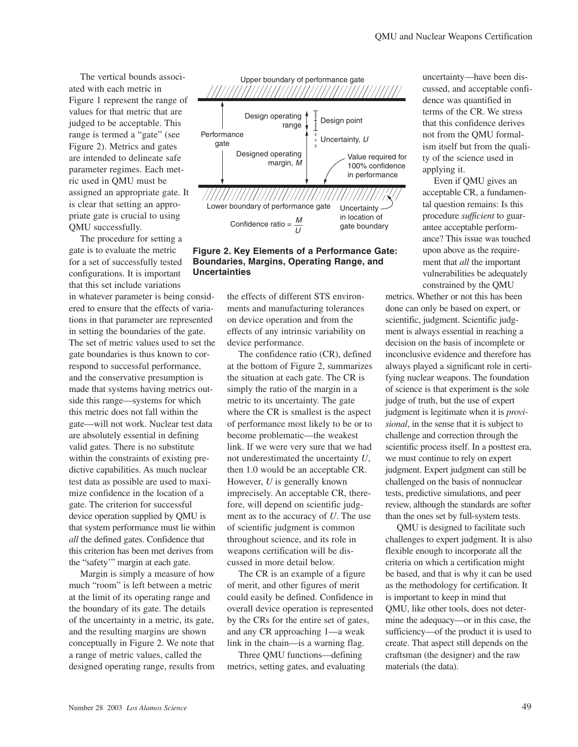The vertical bounds associated with each metric in Figure 1 represent the range of values for that metric that are judged to be acceptable. This range is termed a "gate" (see Figure 2). Metrics and gates are intended to delineate safe parameter regimes. Each metric used in QMU must be assigned an appropriate gate. It is clear that setting an appropriate gate is crucial to using QMU successfully.

The procedure for setting a gate is to evaluate the metric for a set of successfully tested configurations. It is important that this set include variations in whatever parameter is being considered to ensure that the effects of variations in that parameter are represented in setting the boundaries of the gate. The set of metric values used to set the gate boundaries is thus known to correspond to successful performance, and the conservative presumption is made that systems having metrics outside this range—systems for which this metric does not fall within the gate—will not work. Nuclear test data are absolutely essential in defining valid gates. There is no substitute within the constraints of existing predictive capabilities. As much nuclear test data as possible are used to maximize confidence in the location of a gate. The criterion for successful device operation supplied by QMU is that system performance must lie within *all* the defined gates. Confidence that this criterion has been met derives from the "safety'" margin at each gate.

Margin is simply a measure of how much "room" is left between a metric at the limit of its operating range and the boundary of its gate. The details of the uncertainty in a metric, its gate, and the resulting margins are shown conceptually in Figure 2. We note that a range of metric values, called the designed operating range, results from the effects of different STS environments and manufacturing tolerances on device operation and from the effects of any intrinsic variability on device performance.

Upper boundary of performance gate

Performance gate

Design operating range

Design point

Uncertainty, $U$

Designed operating margin, $M$

Value required for 100% confidence in performance

Lower boundary of performance gate

Uncertainty in location of gate boundary

$$\text{Confidence ratio} = \frac{M}{U}$$

**Figure 2. Key Elements of a Performance Gate: Boundaries, Margins, Operating Range, and Uncertainties**

The confidence ratio (CR), defined at the bottom of Figure 2, summarizes the situation at each gate. The CR is simply the ratio of the margin in a metric to its uncertainty. The gate where the CR is smallest is the aspect of performance most likely to be or to become problematic—the weakest link. If we were very sure that we had not underestimated the uncertainty $U$, then 1.0 would be an acceptable CR. However, $U$ is generally known imprecisely. An acceptable CR, therefore, will depend on scientific judgment as to the accuracy of $U$. The use of scientific judgment is common throughout science, and its role in weapons certification will be discussed in more detail below.

The CR is an example of a figure of merit, and other figures of merit could easily be defined. Confidence in overall device operation is represented by the CRs for the entire set of gates, and any CR approaching 1—a weak link in the chain—is a warning flag.

Three QMU functions—defining metrics, setting gates, and evaluating uncertainty—have been discussed, and acceptable confidence was quantified in terms of the CR. We stress that this confidence derives not from the QMU formalism itself but from the quality of the science used in applying it.

Even if QMU gives an acceptable CR, a fundamental question remains: Is this procedure *sufficient* to guarantee acceptable performance? This issue was touched upon above as the requirement that *all* the important vulnerabilities be adequately constrained by the QMU metrics. Whether or not this has been done can only be based on expert, or scientific, judgment. Scientific judgment is always essential in reaching a decision on the basis of incomplete or inconclusive evidence and therefore has always played a significant role in certifying nuclear weapons. The foundation of science is that experiment is the sole judge of truth, but the use of expert judgment is legitimate when it is *provisional*, in the sense that it is subject to challenge and correction through the scientific process itself. In a posttest era, we must continue to rely on expert judgment. Expert judgment can still be challenged on the basis of nonnuclear tests, predictive simulations, and peer review, although the standards are softer than the ones set by full-system tests.

QMU is designed to facilitate such challenges to expert judgment. It is also flexible enough to incorporate all the criteria on which a certification might be based, and that is why it can be used as the methodology for certification. It is important to keep in mind that QMU, like other tools, does not determine the adequacy—or in this case, the sufficiency—of the product it is used to create. That aspect still depends on the craftsman (the designer) and the raw materials (the data).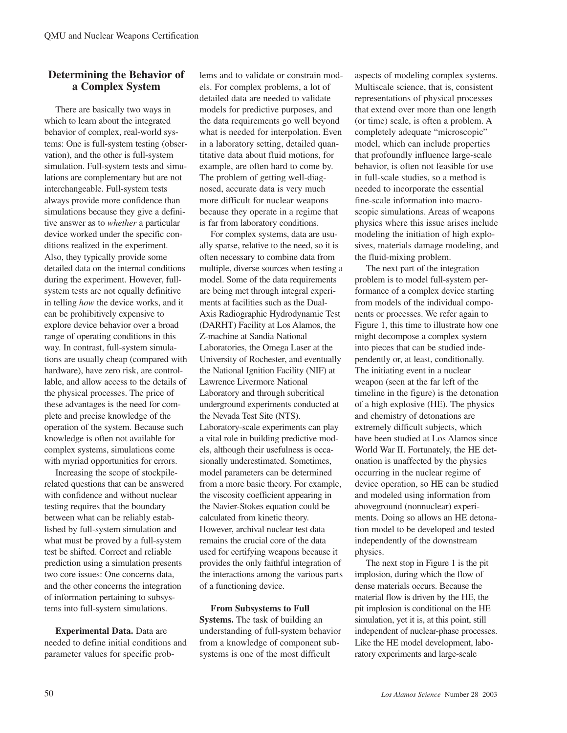## Determining the Behavior of a Complex System

There are basically two ways in which to learn about the integrated behavior of complex, real-world systems: One is full-system testing (observation), and the other is full-system simulation. Full-system tests and simulations are complementary but are not interchangeable. Full-system tests always provide more confidence than simulations because they give a definitive answer as to *whether* a particular device worked under the specific conditions realized in the experiment. Also, they typically provide some detailed data on the internal conditions during the experiment. However, full-system tests are not equally definitive in telling *how* the device works, and it can be prohibitively expensive to explore device behavior over a broad range of operating conditions in this way. In contrast, full-system simulations are usually cheap (compared with hardware), have zero risk, are controllable, and allow access to the details of the physical processes. The price of these advantages is the need for complete and precise knowledge of the operation of the system. Because such knowledge is often not available for complex systems, simulations come with myriad opportunities for errors.

Increasing the scope of stockpile-related questions that can be answered with confidence and without nuclear testing requires that the boundary between what can be reliably established by full-system simulation and what must be proved by a full-system test be shifted. Correct and reliable prediction using a simulation presents two core issues: One concerns data, and the other concerns the integration of information pertaining to subsystems into full-system simulations.

**Experimental Data.** Data are needed to define initial conditions and parameter values for specific problems and to validate or constrain models. For complex problems, a lot of detailed data are needed to validate models for predictive purposes, and the data requirements go well beyond what is needed for interpolation. Even in a laboratory setting, detailed quantitative data about fluid motions, for example, are often hard to come by. The problem of getting well-diagnosed, accurate data is very much more difficult for nuclear weapons because they operate in a regime that is far from laboratory conditions.

For complex systems, data are usually sparse, relative to the need, so it is often necessary to combine data from multiple, diverse sources when testing a model. Some of the data requirements are being met through integral experiments at facilities such as the Dual-Axis Radiographic Hydrodynamic Test (DARHT) Facility at Los Alamos, the Z-machine at Sandia National Laboratories, the Omega Laser at the University of Rochester, and eventually the National Ignition Facility (NIF) at Lawrence Livermore National Laboratory and through subcritical underground experiments conducted at the Nevada Test Site (NTS). Laboratory-scale experiments can play a vital role in building predictive models, although their usefulness is occasionally underestimated. Sometimes, model parameters can be determined from a more basic theory. For example, the viscosity coefficient appearing in the Navier-Stokes equation could be calculated from kinetic theory. However, archival nuclear test data remains the crucial core of the data used for certifying weapons because it provides the only faithful integration of the interactions among the various parts of a functioning device.

**From Subsystems to Full Systems.** The task of building an understanding of full-system behavior from a knowledge of component subsystems is one of the most difficult aspects of modeling complex systems. Multiscale science, that is, consistent representations of physical processes that extend over more than one length (or time) scale, is often a problem. A completely adequate "microscopic" model, which can include properties that profoundly influence large-scale behavior, is often not feasible for use in full-scale studies, so a method is needed to incorporate the essential fine-scale information into macroscopic simulations. Areas of weapons physics where this issue arises include modeling the initiation of high explosives, materials damage modeling, and the fluid-mixing problem.

The next part of the integration problem is to model full-system performance of a complex device starting from models of the individual components or processes. We refer again to Figure 1, this time to illustrate how one might decompose a complex system into pieces that can be studied independently or, at least, conditionally. The initiating event in a nuclear weapon (seen at the far left of the timeline in the figure) is the detonation of a high explosive (HE). The physics and chemistry of detonations are extremely difficult subjects, which have been studied at Los Alamos since World War II. Fortunately, the HE detonation is unaffected by the physics occurring in the nuclear regime of device operation, so HE can be studied and modeled using information from aboveground (nonnuclear) experiments. Doing so allows an HE detonation model to be developed and tested independently of the downstream physics.

The next stop in Figure 1 is the pit implosion, during which the flow of dense materials occurs. Because the material flow is driven by the HE, the pit implosion is conditional on the HE simulation, yet it is, at this point, still independent of nuclear-phase processes. Like the HE model development, laboratory experiments and large-scale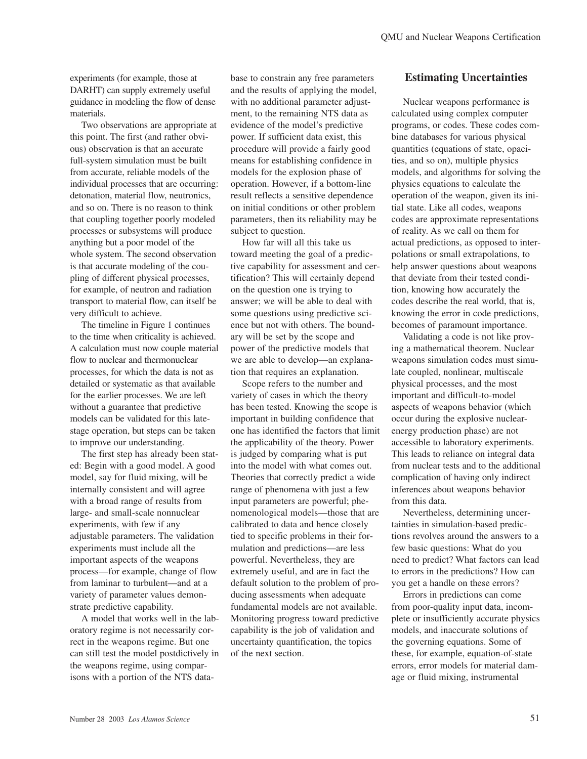experiments (for example, those at DARHT) can supply extremely useful guidance in modeling the flow of dense materials.

Two observations are appropriate at this point. The first (and rather obvious) observation is that an accurate full-system simulation must be built from accurate, reliable models of the individual processes that are occurring: detonation, material flow, neutronics, and so on. There is no reason to think that coupling together poorly modeled processes or subsystems will produce anything but a poor model of the whole system. The second observation is that accurate modeling of the coupling of different physical processes, for example, of neutron and radiation transport to material flow, can itself be very difficult to achieve.

The timeline in Figure 1 continues to the time when criticality is achieved. A calculation must now couple material flow to nuclear and thermonuclear processes, for which the data is not as detailed or systematic as that available for the earlier processes. We are left without a guarantee that predictive models can be validated for this late-stage operation, but steps can be taken to improve our understanding.

The first step has already been stated: Begin with a good model. A good model, say for fluid mixing, will be internally consistent and will agree with a broad range of results from large- and small-scale nonnuclear experiments, with few if any adjustable parameters. The validation experiments must include all the important aspects of the weapons process—for example, change of flow from laminar to turbulent—and at a variety of parameter values demonstrate predictive capability.

A model that works well in the laboratory regime is not necessarily correct in the weapons regime. But one can still test the model postdictively in the weapons regime, using comparisons with a portion of the NTS database to constrain any free parameters and the results of applying the model, with no additional parameter adjustment, to the remaining NTS data as evidence of the model's predictive power. If sufficient data exist, this procedure will provide a fairly good means for establishing confidence in models for the explosion phase of operation. However, if a bottom-line result reflects a sensitive dependence on initial conditions or other problem parameters, then its reliability may be subject to question.

How far will all this take us toward meeting the goal of a predictive capability for assessment and certification? This will certainly depend on the question one is trying to answer; we will be able to deal with some questions using predictive science but not with others. The boundary will be set by the scope and power of the predictive models that we are able to develop—an explanation that requires an explanation.

Scope refers to the number and variety of cases in which the theory has been tested. Knowing the scope is important in building confidence that one has identified the factors that limit the applicability of the theory. Power is judged by comparing what is put into the model with what comes out. Theories that correctly predict a wide range of phenomena with just a few input parameters are powerful; phenomenological models—those that are calibrated to data and hence closely tied to specific problems in their formulation and predictions—are less powerful. Nevertheless, they are extremely useful, and are in fact the default solution to the problem of producing assessments when adequate fundamental models are not available. Monitoring progress toward predictive capability is the job of validation and uncertainty quantification, the topics of the next section.

## Estimating Uncertainties

Nuclear weapons performance is calculated using complex computer programs, or codes. These codes combine databases for various physical quantities (equations of state, opacities, and so on), multiple physics models, and algorithms for solving the physics equations to calculate the operation of the weapon, given its initial state. Like all codes, weapons codes are approximate representations of reality. As we call on them for actual predictions, as opposed to interpolations or small extrapolations, to help answer questions about weapons that deviate from their tested condition, knowing how accurately the codes describe the real world, that is, knowing the error in code predictions, becomes of paramount importance.

Validating a code is not like proving a mathematical theorem. Nuclear weapons simulation codes must simulate coupled, nonlinear, multiscale physical processes, and the most important and difficult-to-model aspects of weapons behavior (which occur during the explosive nuclear-energy production phase) are not accessible to laboratory experiments. This leads to reliance on integral data from nuclear tests and to the additional complication of having only indirect inferences about weapons behavior from this data.

Nevertheless, determining uncertainties in simulation-based predictions revolves around the answers to a few basic questions: What do you need to predict? What factors can lead to errors in the predictions? How can you get a handle on these errors?

Errors in predictions can come from poor-quality input data, incomplete or insufficiently accurate physics models, and inaccurate solutions of the governing equations. Some of these, for example, equation-of-state errors, error models for material damage or fluid mixing, instrumental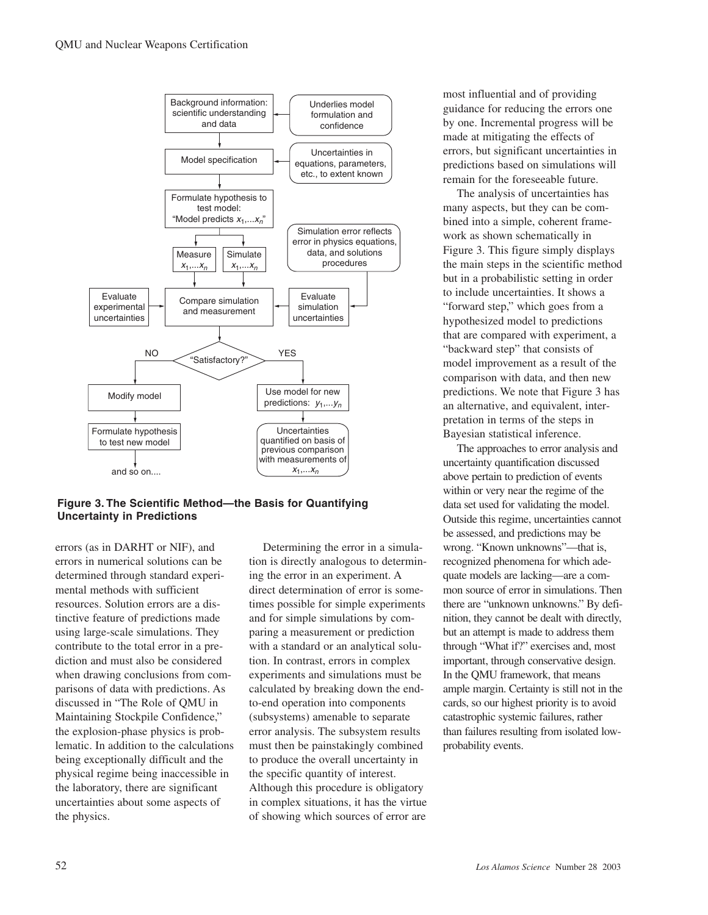**Figure 3. The Scientific Method—the Basis for Quantifying Uncertainty in Predictions**

errors (as in DARHT or NIF), and errors in numerical solutions can be determined through standard experimental methods with sufficient resources. Solution errors are a distinctive feature of predictions made using large-scale simulations. They contribute to the total error in a prediction and must also be considered when drawing conclusions from comparisons of data with predictions. As discussed in "The Role of QMU in Maintaining Stockpile Confidence," the explosion-phase physics is problematic. In addition to the calculations being exceptionally difficult and the physical regime being inaccessible in the laboratory, there are significant uncertainties about some aspects of the physics.

Determining the error in a simulation is directly analogous to determining the error in an experiment. A direct determination of error is sometimes possible for simple experiments and for simple simulations by comparing a measurement or prediction with a standard or an analytical solution. In contrast, errors in complex experiments and simulations must be calculated by breaking down the end-to-end operation into components (subsystems) amenable to separate error analysis. The subsystem results must then be painstakingly combined to produce the overall uncertainty in the specific quantity of interest. Although this procedure is obligatory in complex situations, it has the virtue of showing which sources of error are most influential and of providing guidance for reducing the errors one by one. Incremental progress will be made at mitigating the effects of errors, but significant uncertainties in predictions based on simulations will remain for the foreseeable future.

The analysis of uncertainties has many aspects, but they can be combined into a simple, coherent framework as shown schematically in Figure 3. This figure simply displays the main steps in the scientific method but in a probabilistic setting in order to include uncertainties. It shows a "forward step," which goes from a hypothesized model to predictions that are compared with experiment, a "backward step" that consists of model improvement as a result of the comparison with data, and then new predictions. We note that Figure 3 has an alternative, and equivalent, interpretation in terms of the steps in Bayesian statistical inference.

The approaches to error analysis and uncertainty quantification discussed above pertain to prediction of events within or very near the regime of the data set used for validating the model. Outside this regime, uncertainties cannot be assessed, and predictions may be wrong. "Known unknowns"—that is, recognized phenomena for which adequate models are lacking—are a common source of error in simulations. Then there are "unknown unknowns." By definition, they cannot be dealt with directly, but an attempt is made to address them through "What if?" exercises and, most important, through conservative design. In the QMU framework, that means ample margin. Certainty is still not in the cards, so our highest priority is to avoid catastrophic systemic failures, rather than failures resulting from isolated low-probability events.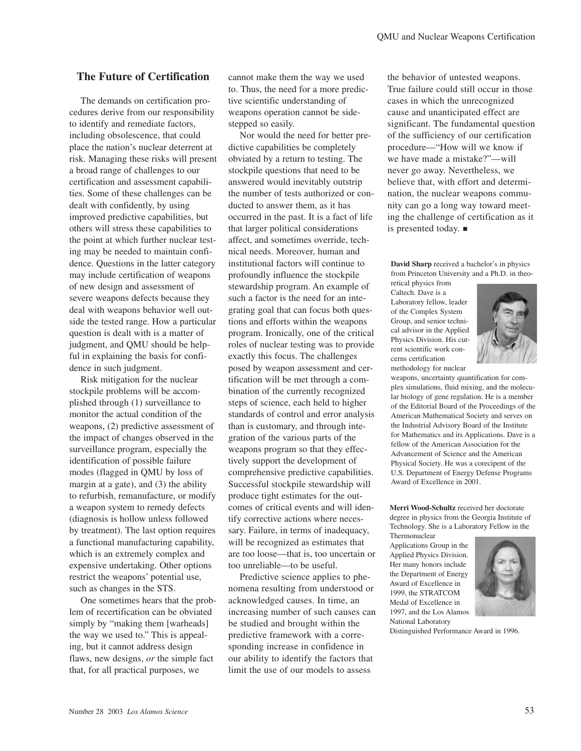## The Future of Certification

The demands on certification procedures derive from our responsibility to identify and remediate factors, including obsolescence, that could place the nation's nuclear deterrent at risk. Managing these risks will present a broad range of challenges to our certification and assessment capabilities. Some of these challenges can be dealt with confidently, by using improved predictive capabilities, but others will stress these capabilities to the point at which further nuclear testing may be needed to maintain confidence. Questions in the latter category may include certification of weapons of new design and assessment of severe weapons defects because they deal with weapons behavior well outside the tested range. How a particular question is dealt with is a matter of judgment, and QMU should be helpful in explaining the basis for confidence in such judgment.

Risk mitigation for the nuclear stockpile problems will be accomplished through (1) surveillance to monitor the actual condition of the weapons, (2) predictive assessment of the impact of changes observed in the surveillance program, especially the identification of possible failure modes (flagged in QMU by loss of margin at a gate), and (3) the ability to refurbish, remanufacture, or modify a weapon system to remedy defects (diagnosis is hollow unless followed by treatment). The last option requires a functional manufacturing capability, which is an extremely complex and expensive undertaking. Other options restrict the weapons' potential use, such as changes in the STS.

One sometimes hears that the problem of recertification can be obviated simply by "making them [warheads] the way we used to." This is appealing, but it cannot address design flaws, new designs, *or* the simple fact that, for all practical purposes, we cannot make them the way we used to. Thus, the need for a more predictive scientific understanding of weapons operation cannot be sidestepped so easily.

Nor would the need for better predictive capabilities be completely obviated by a return to testing. The stockpile questions that need to be answered would inevitably outstrip the number of tests authorized or conducted to answer them, as it has occurred in the past. It is a fact of life that larger political considerations affect, and sometimes override, technical needs. Moreover, human and institutional factors will continue to profoundly influence the stockpile stewardship program. An example of such a factor is the need for an integrating goal that can focus both questions and efforts within the weapons program. Ironically, one of the critical roles of nuclear testing was to provide exactly this focus. The challenges posed by weapon assessment and certification will be met through a combination of the currently recognized steps of science, each held to higher standards of control and error analysis than is customary, and through integration of the various parts of the weapons program so that they effectively support the development of comprehensive predictive capabilities. Successful stockpile stewardship will produce tight estimates for the outcomes of critical events and will identify corrective actions where necessary. Failure, in terms of inadequacy, will be recognized as estimates that are too loose—that is, too uncertain or too unreliable—to be useful.

Predictive science applies to phenomena resulting from understood or acknowledged causes. In time, an increasing number of such causes can be studied and brought within the predictive framework with a corresponding increase in confidence in our ability to identify the factors that limit the use of our models to assess the behavior of untested weapons. True failure could still occur in those cases in which the unrecognized cause and unanticipated effect are significant. The fundamental question of the sufficiency of our certification procedure—"How will we know if we have made a mistake?"—will never go away. Nevertheless, we believe that, with effort and determination, the nuclear weapons community can go a long way toward meeting the challenge of certification as it is presented today. ■

**David Sharp** received a bachelor's in physics from Princeton University and a Ph.D. in theoretical physics from Caltech. Dave is a Laboratory fellow, leader of the Complex System Group, and senior technical advisor in the Applied Physics Division. His current scientific work concerns certification methodology for nuclear weapons, uncertainty quantification for complex simulations, fluid mixing, and the molecular biology of gene regulation. He is a member of the Editorial Board of the Proceedings of the American Mathematical Society and serves on the Industrial Advisory Board of the Institute for Mathematics and its Applications. Dave is a fellow of the American Association for the Advancement of Science and the American Physical Society. He was a corecipent of the U.S. Department of Energy Defense Programs Award of Excellence in 2001.

**Merri Wood-Schultz** received her doctorate degree in physics from the Georgia Institute of Technology. She is a Laboratory Fellow in the Thermonuclear Applications Group in the Applied Physics Division. Her many honors include the Department of Energy Award of Excellence in 1999, the STRATCOM Medal of Excellence in 1997, and the Los Alamos National Laboratory Distinguished Performance Award in 1996.